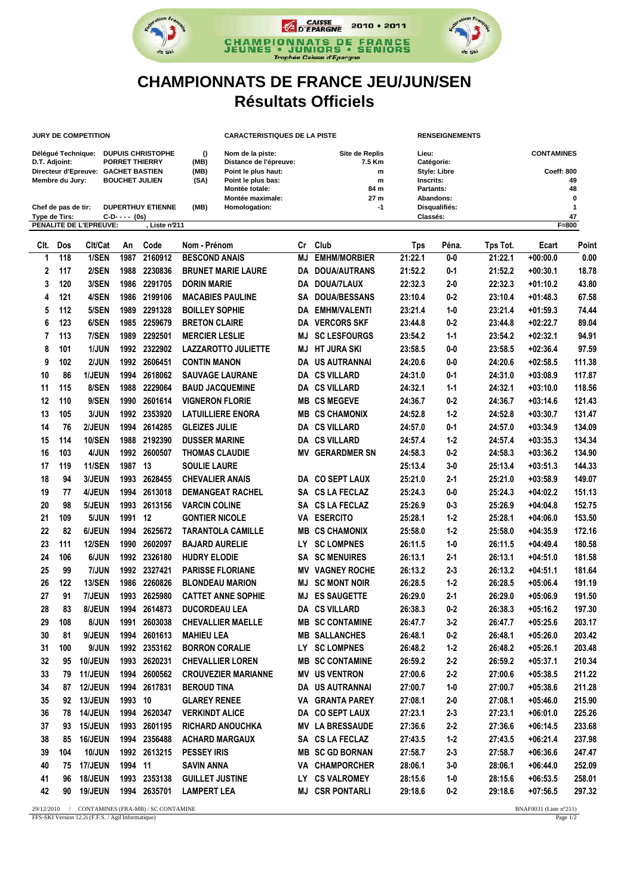# CHAMPIONNATS DE FRANCE JEU/JUN/SEN

## Résultats Officiels

| JURY DE COMPETITION | | | CARACTERISTIQUES DE LA PISTE | | RENSEIGNEMENTS | |
|---|---|---|---|---|---|---|
| Délégué Technique: | DUPUIS CHRISTOPHE | () | Nom de la piste: | Site de Replis | Lieu: | CONTAMINES |
| D.T. Adjoint: | PORRET THIERRY | (MB) | Distance de l'épreuve: | 7.5 Km | Catégorie: | |
| Directeur d'Epreuve: | GACHET BASTIEN | (MB) | Point le plus haut: | m | Style: Libre | Coeff: 800 |
| Membre du Jury: | BOUCHET JULIEN | (SA) | Point le plus bas: | m | Inscrits: | 49 |
| | | | Montée totale: | 84 m | Partants: | 48 |
| | | | Montée maximale: | 27 m | Abandons: | 0 |
| Chef de pas de tir: | DUPERTHUY ETIENNE | (MB) | Homologation: | -1 | Disqualifiés: | 1 |
| Type de Tirs: | C-D- - - - (0s) | | | | Classés: | 47 |
| PENALITE DE L'EPREUVE: | , Liste n°211 | | | | | F=800 |

| Clt. | Dos | Clt/Cat | An | Code | Nom - Prénom | Cr | Club | Tps | Péna. | Tps Tot. | Ecart | Point |
|---|---|---|---|---|---|---|---|---|---|---|---|---|
| 1 | 118 | 1/SEN | 1987 | 2160912 | BESCOND ANAIS | MJ | EMHM/MORBIER | 21:22.1 | 0-0 | 21:22.1 | +00:00.0 | 0.00 |
| 2 | 117 | 2/SEN | 1988 | 2230836 | BRUNET MARIE LAURE | DA | DOUA/AUTRANS | 21:52.2 | 0-1 | 21:52.2 | +00:30.1 | 18.78 |
| 3 | 120 | 3/SEN | 1986 | 2291705 | DORIN MARIE | DA | DOUA/7LAUX | 22:32.3 | 2-0 | 22:32.3 | +01:10.2 | 43.80 |
| 4 | 121 | 4/SEN | 1986 | 2199106 | MACABIES PAULINE | SA | DOUA/BESSANS | 23:10.4 | 0-2 | 23:10.4 | +01:48.3 | 67.58 |
| 5 | 112 | 5/SEN | 1989 | 2291328 | BOILLEY SOPHIE | DA | EMHM/VALENTI | 23:21.4 | 1-0 | 23:21.4 | +01:59.3 | 74.44 |
| 6 | 123 | 6/SEN | 1985 | 2259679 | BRETON CLAIRE | DA | VERCORS SKF | 23:44.8 | 0-2 | 23:44.8 | +02:22.7 | 89.04 |
| 7 | 113 | 7/SEN | 1989 | 2292501 | MERCIER LESLIE | MJ | SC LESFOURGS | 23:54.2 | 1-1 | 23:54.2 | +02:32.1 | 94.91 |
| 8 | 101 | 1/JUN | 1992 | 2322902 | LAZZAROTTO JULIETTE | MJ | HT JURA SKI | 23:58.5 | 0-0 | 23:58.5 | +02:36.4 | 97.59 |
| 9 | 102 | 2/JUN | 1992 | 2606451 | CONTIN MANON | DA | US AUTRANNAI | 24:20.6 | 0-0 | 24:20.6 | +02:58.5 | 111.38 |
| 10 | 86 | 1/JEUN | 1994 | 2618062 | SAUVAGE LAURANE | DA | CS VILLARD | 24:31.0 | 0-1 | 24:31.0 | +03:08.9 | 117.87 |
| 11 | 115 | 8/SEN | 1988 | 2229064 | BAUD JACQUEMINE | DA | CS VILLARD | 24:32.1 | 1-1 | 24:32.1 | +03:10.0 | 118.56 |
| 12 | 110 | 9/SEN | 1990 | 2601614 | VIGNERON FLORIE | MB | CS MEGEVE | 24:36.7 | 0-2 | 24:36.7 | +03:14.6 | 121.43 |
| 13 | 105 | 3/JUN | 1992 | 2353920 | LATUILLIERE ENORA | MB | CS CHAMONIX | 24:52.8 | 1-2 | 24:52.8 | +03:30.7 | 131.47 |
| 14 | 76 | 2/JEUN | 1994 | 2614285 | GLEIZES JULIE | DA | CS VILLARD | 24:57.0 | 0-1 | 24:57.0 | +03:34.9 | 134.09 |
| 15 | 114 | 10/SEN | 1988 | 2192390 | DUSSER MARINE | DA | CS VILLARD | 24:57.4 | 1-2 | 24:57.4 | +03:35.3 | 134.34 |
| 16 | 103 | 4/JUN | 1992 | 2600507 | THOMAS CLAUDIE | MV | GERARDMER SN | 24:58.3 | 0-2 | 24:58.3 | +03:36.2 | 134.90 |
| 17 | 119 | 11/SEN | 1987 | 13 | SOULIE LAURE | | | 25:13.4 | 3-0 | 25:13.4 | +03:51.3 | 144.33 |
| 18 | 94 | 3/JEUN | 1993 | 2628455 | CHEVALIER ANAIS | DA | CO SEPT LAUX | 25:21.0 | 2-1 | 25:21.0 | +03:58.9 | 149.07 |
| 19 | 77 | 4/JEUN | 1994 | 2613018 | DEMANGEAT RACHEL | SA | CS LA FECLAZ | 25:24.3 | 0-0 | 25:24.3 | +04:02.2 | 151.13 |
| 20 | 98 | 5/JEUN | 1993 | 2613156 | VARCIN COLINE | SA | CS LA FECLAZ | 25:26.9 | 0-3 | 25:26.9 | +04:04.8 | 152.75 |
| 21 | 109 | 5/JUN | 1991 | 12 | GONTIER NICOLE | VA | ESERCITO | 25:28.1 | 1-2 | 25:28.1 | +04:06.0 | 153.50 |
| 22 | 82 | 6/JEUN | 1994 | 2625672 | TARANTOLA CAMILLE | MB | CS CHAMONIX | 25:58.0 | 1-2 | 25:58.0 | +04:35.9 | 172.16 |
| 23 | 111 | 12/SEN | 1990 | 2602097 | BAJARD AURELIE | LY | SC LOMPNES | 26:11.5 | 1-0 | 26:11.5 | +04:49.4 | 180.58 |
| 24 | 106 | 6/JUN | 1992 | 2326180 | HUDRY ELODIE | SA | SC MENUIRES | 26:13.1 | 2-1 | 26:13.1 | +04:51.0 | 181.58 |
| 25 | 99 | 7/JUN | 1992 | 2327421 | PARISSE FLORIANE | MV | VAGNEY ROCHE | 26:13.2 | 2-3 | 26:13.2 | +04:51.1 | 181.64 |
| 26 | 122 | 13/SEN | 1986 | 2260826 | BLONDEAU MARION | MJ | SC MONT NOIR | 26:28.5 | 1-2 | 26:28.5 | +05:06.4 | 191.19 |
| 27 | 91 | 7/JEUN | 1993 | 2625980 | CATTET ANNE SOPHIE | MJ | ES SAUGETTE | 26:29.0 | 2-1 | 26:29.0 | +05:06.9 | 191.50 |
| 28 | 83 | 8/JEUN | 1994 | 2614873 | DUCORDEAU LEA | DA | CS VILLARD | 26:38.3 | 0-2 | 26:38.3 | +05:16.2 | 197.30 |
| 29 | 108 | 8/JUN | 1991 | 2603038 | CHEVALLIER MAELLE | MB | SC CONTAMINE | 26:47.7 | 3-2 | 26:47.7 | +05:25.6 | 203.17 |
| 30 | 81 | 9/JEUN | 1994 | 2601613 | MAHIEU LEA | MB | SALLANCHES | 26:48.1 | 0-2 | 26:48.1 | +05:26.0 | 203.42 |
| 31 | 100 | 9/JUN | 1992 | 2353162 | BORRON CORALIE | LY | SC LOMPNES | 26:48.2 | 1-2 | 26:48.2 | +05:26.1 | 203.48 |
| 32 | 95 | 10/JEUN | 1993 | 2620231 | CHEVALLIER LOREN | MB | SC CONTAMINE | 26:59.2 | 2-2 | 26:59.2 | +05:37.1 | 210.34 |
| 33 | 79 | 11/JEUN | 1994 | 2600562 | CROUVEZIER MARIANNE | MV | US VENTRON | 27:00.6 | 2-2 | 27:00.6 | +05:38.5 | 211.22 |
| 34 | 87 | 12/JEUN | 1994 | 2617831 | BEROUD TINA | DA | US AUTRANNAI | 27:00.7 | 1-0 | 27:00.7 | +05:38.6 | 211.28 |
| 35 | 92 | 13/JEUN | 1993 | 10 | GLAREY RENEE | VA | GRANTA PAREY | 27:08.1 | 2-0 | 27:08.1 | +05:46.0 | 215.90 |
| 36 | 78 | 14/JEUN | 1994 | 2620347 | VERKINDT ALICE | DA | CO SEPT LAUX | 27:23.1 | 2-3 | 27:23.1 | +06:01.0 | 225.26 |
| 37 | 93 | 15/JEUN | 1993 | 2601195 | RICHARD ANOUCHKA | MV | LA BRESSAUDE | 27:36.6 | 2-2 | 27:36.6 | +06:14.5 | 233.68 |
| 38 | 85 | 16/JEUN | 1994 | 2356488 | ACHARD MARGAUX | SA | CS LA FECLAZ | 27:43.5 | 1-2 | 27:43.5 | +06:21.4 | 237.98 |
| 39 | 104 | 10/JUN | 1992 | 2613215 | PESSEY IRIS | MB | SC GD BORNAN | 27:58.7 | 2-3 | 27:58.7 | +06:36.6 | 247.47 |
| 40 | 75 | 17/JEUN | 1994 | 11 | SAVIN ANNA | VA | CHAMPORCHER | 28:06.1 | 3-0 | 28:06.1 | +06:44.0 | 252.09 |
| 41 | 96 | 18/JEUN | 1993 | 2353138 | GUILLET JUSTINE | LY | CS VALROMEY | 28:15.6 | 1-0 | 28:15.6 | +06:53.5 | 258.01 |
| 42 | 90 | 19/JEUN | 1994 | 2635701 | LAMPERT LEA | MJ | CSR PONTARLI | 29:18.6 | 0-2 | 29:18.6 | +07:56.5 | 297.32 |

29/12/2010 / CONTAMINES (FRA-MB) / SC CONTAMINE — BNAF0031 (Liste n°211)

FFS-SKI Version 12.2i (F.F.S. / Agil Informatique)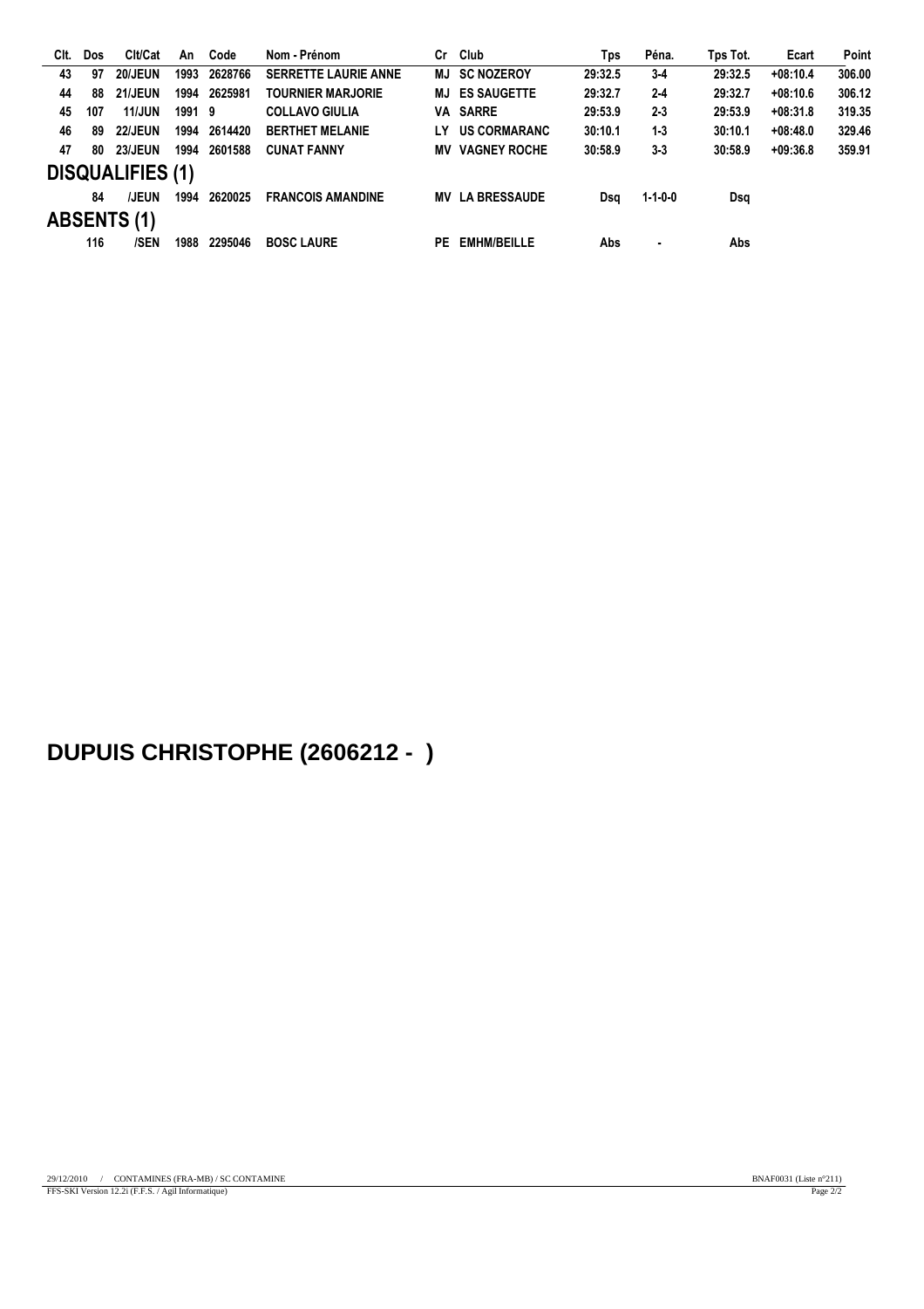| Clt. | Dos | Clt/Cat | An | Code | Nom - Prénom | Cr | Club | Tps | Péna. | Tps Tot. | Ecart | Point |
|---|---|---|---|---|---|---|---|---|---|---|---|---|
| 43 | 97 | 20/JEUN | 1993 | 2628766 | SERRETTE LAURIE ANNE | MJ | SC NOZEROY | 29:32.5 | 3-4 | 29:32.5 | +08:10.4 | 306.00 |
| 44 | 88 | 21/JEUN | 1994 | 2625981 | TOURNIER MARJORIE | MJ | ES SAUGETTE | 29:32.7 | 2-4 | 29:32.7 | +08:10.6 | 306.12 |
| 45 | 107 | 11/JUN | 1991 | 9 | COLLAVO GIULIA | VA | SARRE | 29:53.9 | 2-3 | 29:53.9 | +08:31.8 | 319.35 |
| 46 | 89 | 22/JEUN | 1994 | 2614420 | BERTHET MELANIE | LY | US CORMARANC | 30:10.1 | 1-3 | 30:10.1 | +08:48.0 | 329.46 |
| 47 | 80 | 23/JEUN | 1994 | 2601588 | CUNAT FANNY | MV | VAGNEY ROCHE | 30:58.9 | 3-3 | 30:58.9 | +09:36.8 | 359.91 |
| **DISQUALIFIES (1)** | | | | | | | | | | | | |
| | 84 | /JEUN | 1994 | 2620025 | FRANCOIS AMANDINE | MV | LA BRESSAUDE | Dsq | 1-1-0-0 | Dsq | | |
| **ABSENTS (1)** | | | | | | | | | | | | |
| | 116 | /SEN | 1988 | 2295046 | BOSC LAURE | PE | EMHM/BEILLE | Abs | - | Abs | | |

**DUPUIS CHRISTOPHE (2606212 - )**

29/12/2010 / CONTAMINES (FRA-MB) / SC CONTAMINE BNAF0031 (Liste n°211)

FFS-SKI Version 12.2i (F.F.S. / Agil Informatique)